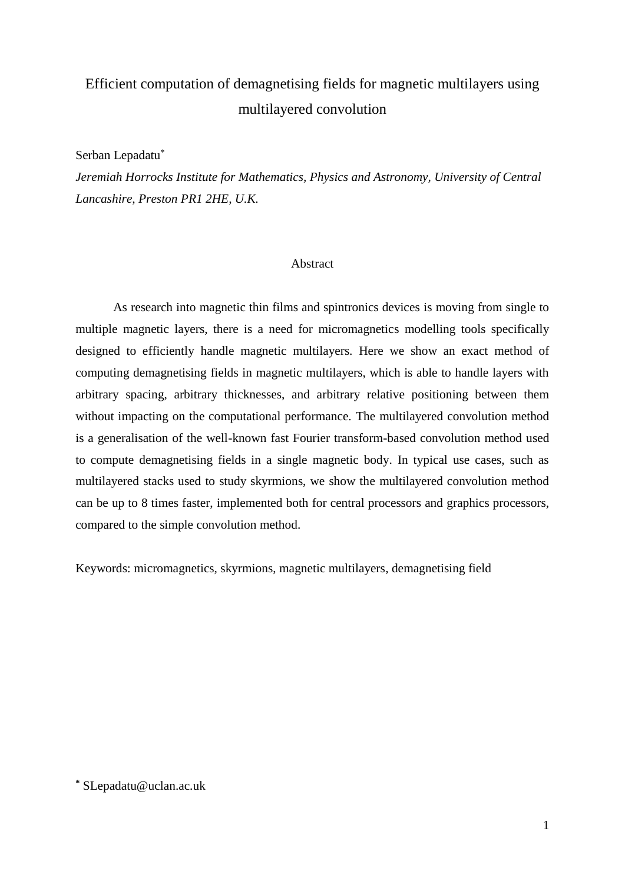# Efficient computation of demagnetising fields for magnetic multilayers using multilayered convolution

Serban Lepadatu[*]

*Jeremiah Horrocks Institute for Mathematics, Physics and Astronomy, University of Central Lancashire, Preston PR1 2HE, U.K.*

## Abstract

As research into magnetic thin films and spintronics devices is moving from single to multiple magnetic layers, there is a need for micromagnetics modelling tools specifically designed to efficiently handle magnetic multilayers. Here we show an exact method of computing demagnetising fields in magnetic multilayers, which is able to handle layers with arbitrary spacing, arbitrary thicknesses, and arbitrary relative positioning between them without impacting on the computational performance. The multilayered convolution method is a generalisation of the well-known fast Fourier transform-based convolution method used to compute demagnetising fields in a single magnetic body. In typical use cases, such as multilayered stacks used to study skyrmions, we show the multilayered convolution method can be up to 8 times faster, implemented both for central processors and graphics processors, compared to the simple convolution method.

Keywords: micromagnetics, skyrmions, magnetic multilayers, demagnetising field

[*] SLepadatu@uclan.ac.uk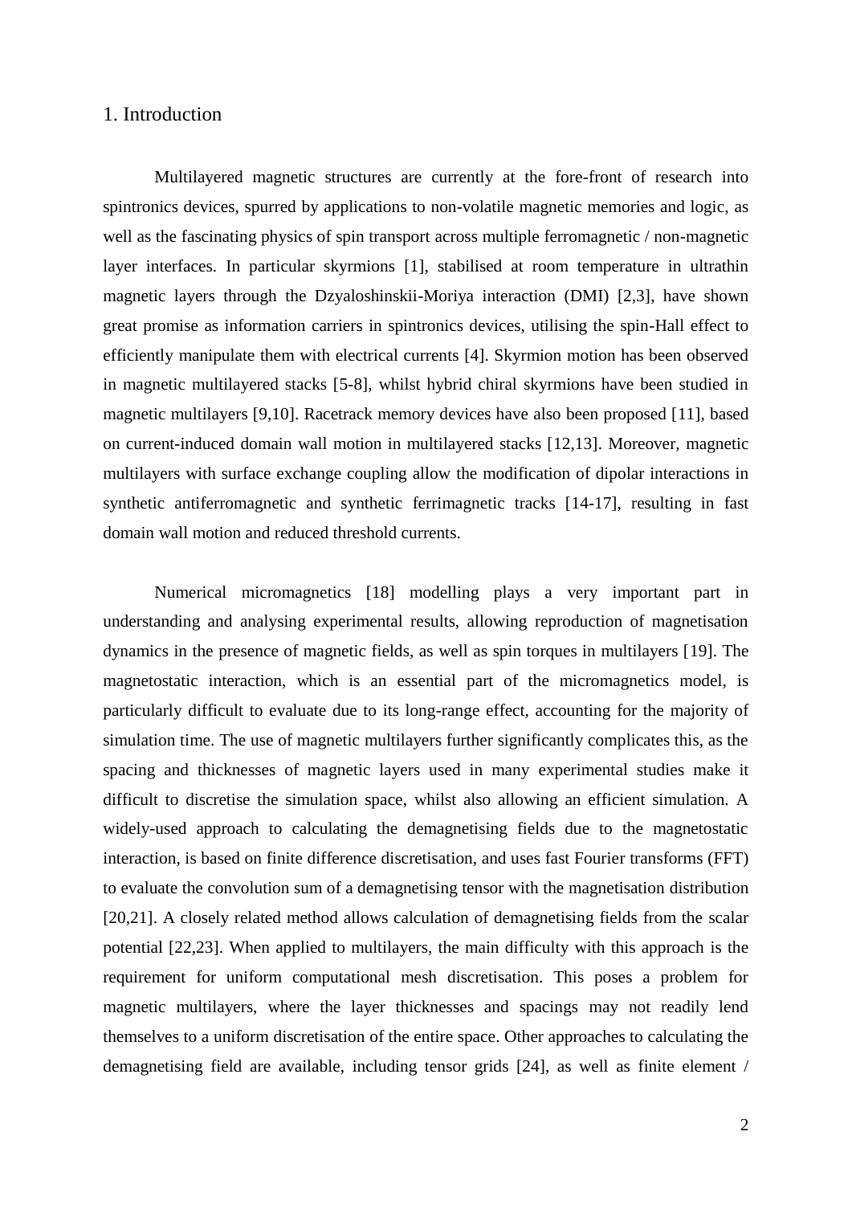## 1. Introduction

Multilayered magnetic structures are currently at the fore-front of research into spintronics devices, spurred by applications to non-volatile magnetic memories and logic, as well as the fascinating physics of spin transport across multiple ferromagnetic / non-magnetic layer interfaces. In particular skyrmions [1], stabilised at room temperature in ultrathin magnetic layers through the Dzyaloshinskii-Moriya interaction (DMI) [2,3], have shown great promise as information carriers in spintronics devices, utilising the spin-Hall effect to efficiently manipulate them with electrical currents [4]. Skyrmion motion has been observed in magnetic multilayered stacks [5-8], whilst hybrid chiral skyrmions have been studied in magnetic multilayers [9,10]. Racetrack memory devices have also been proposed [11], based on current-induced domain wall motion in multilayered stacks [12,13]. Moreover, magnetic multilayers with surface exchange coupling allow the modification of dipolar interactions in synthetic antiferromagnetic and synthetic ferrimagnetic tracks [14-17], resulting in fast domain wall motion and reduced threshold currents.

Numerical micromagnetics [18] modelling plays a very important part in understanding and analysing experimental results, allowing reproduction of magnetisation dynamics in the presence of magnetic fields, as well as spin torques in multilayers [19]. The magnetostatic interaction, which is an essential part of the micromagnetics model, is particularly difficult to evaluate due to its long-range effect, accounting for the majority of simulation time. The use of magnetic multilayers further significantly complicates this, as the spacing and thicknesses of magnetic layers used in many experimental studies make it difficult to discretise the simulation space, whilst also allowing an efficient simulation. A widely-used approach to calculating the demagnetising fields due to the magnetostatic interaction, is based on finite difference discretisation, and uses fast Fourier transforms (FFT) to evaluate the convolution sum of a demagnetising tensor with the magnetisation distribution [20,21]. A closely related method allows calculation of demagnetising fields from the scalar potential [22,23]. When applied to multilayers, the main difficulty with this approach is the requirement for uniform computational mesh discretisation. This poses a problem for magnetic multilayers, where the layer thicknesses and spacings may not readily lend themselves to a uniform discretisation of the entire space. Other approaches to calculating the demagnetising field are available, including tensor grids [24], as well as finite element /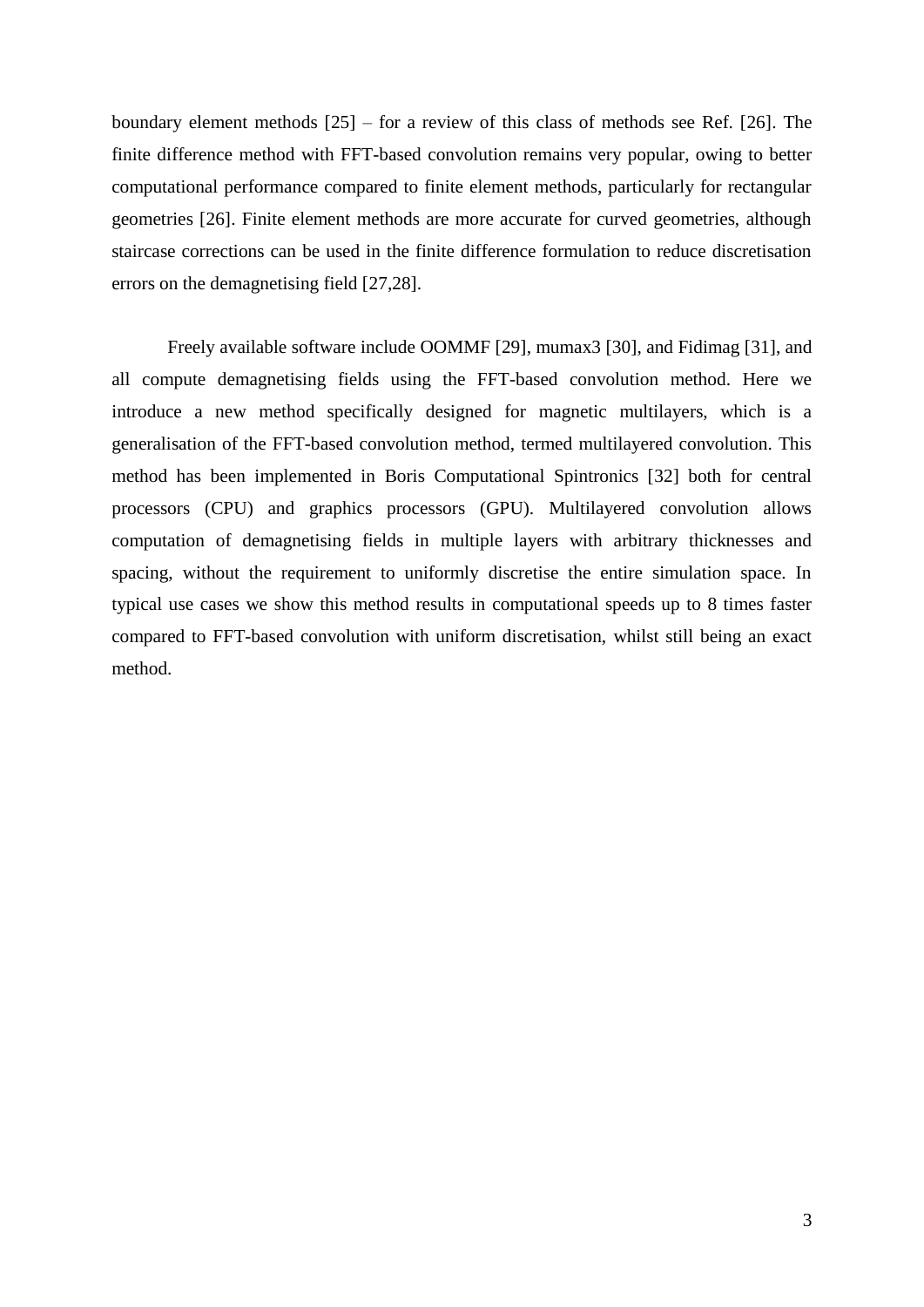boundary element methods [25] – for a review of this class of methods see Ref. [26]. The finite difference method with FFT-based convolution remains very popular, owing to better computational performance compared to finite element methods, particularly for rectangular geometries [26]. Finite element methods are more accurate for curved geometries, although staircase corrections can be used in the finite difference formulation to reduce discretisation errors on the demagnetising field [27,28].

Freely available software include OOMMF [29], mumax3 [30], and Fidimag [31], and all compute demagnetising fields using the FFT-based convolution method. Here we introduce a new method specifically designed for magnetic multilayers, which is a generalisation of the FFT-based convolution method, termed multilayered convolution. This method has been implemented in Boris Computational Spintronics [32] both for central processors (CPU) and graphics processors (GPU). Multilayered convolution allows computation of demagnetising fields in multiple layers with arbitrary thicknesses and spacing, without the requirement to uniformly discretise the entire simulation space. In typical use cases we show this method results in computational speeds up to 8 times faster compared to FFT-based convolution with uniform discretisation, whilst still being an exact method.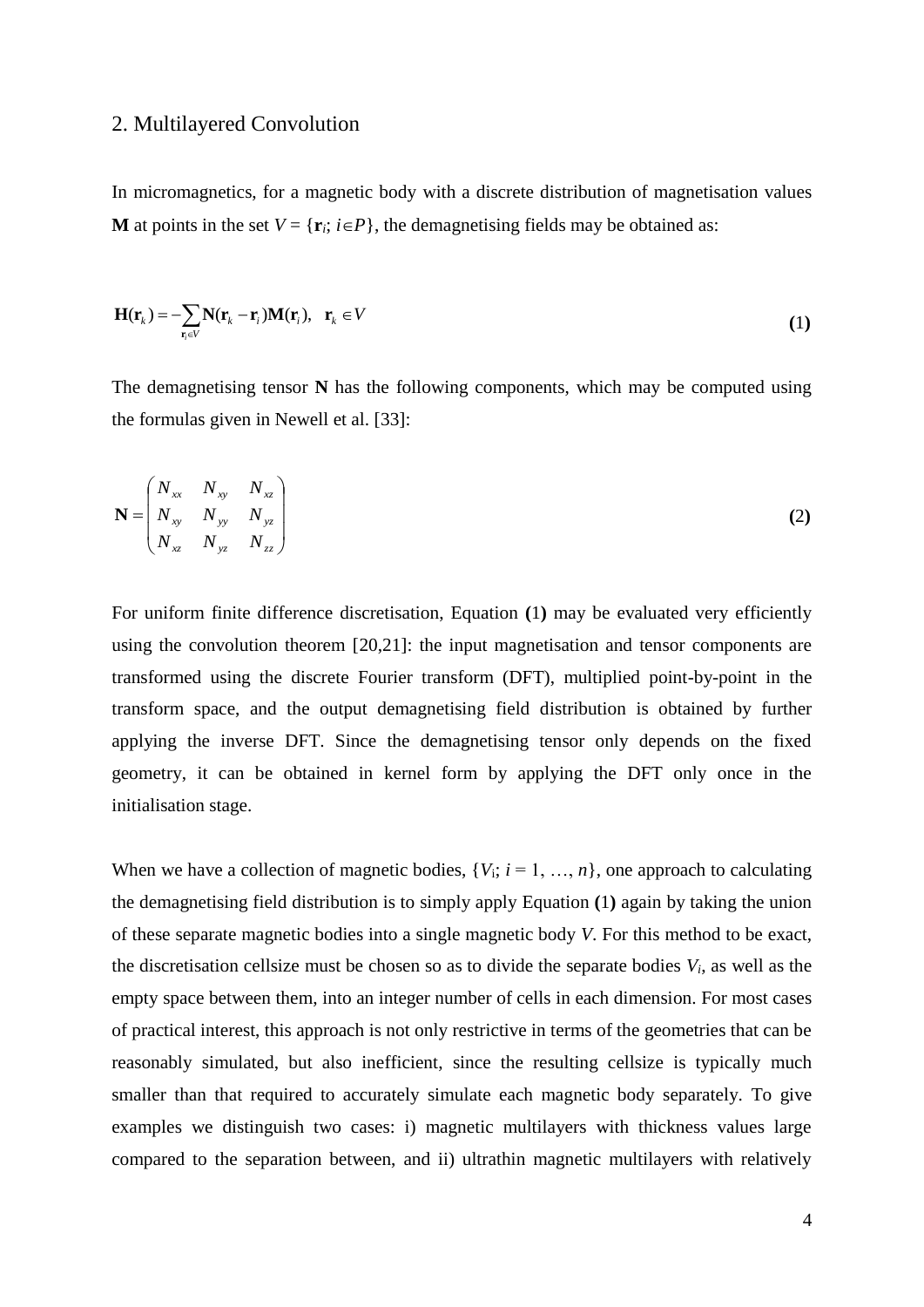## 2. Multilayered Convolution

In micromagnetics, for a magnetic body with a discrete distribution of magnetisation values $\mathbf{M}$ at points in the set $V = \{\mathbf{r}_i;\, i \in P\}$, the demagnetising fields may be obtained as:

$$\mathbf{H}(\mathbf{r}_k) = -\sum_{\mathbf{r}_i \in V} \mathbf{N}(\mathbf{r}_k - \mathbf{r}_i)\mathbf{M}(\mathbf{r}_i), \quad \mathbf{r}_k \in V \tag{1}$$

The demagnetising tensor $\mathbf{N}$ has the following components, which may be computed using the formulas given in Newell et al. [33]:

$$\mathbf{N} = \begin{pmatrix} N_{xx} & N_{xy} & N_{xz} \\ N_{xy} & N_{yy} & N_{yz} \\ N_{xz} & N_{yz} & N_{zz} \end{pmatrix} \tag{2}$$

For uniform finite difference discretisation, Equation **(**1**)** may be evaluated very efficiently using the convolution theorem [20,21]: the input magnetisation and tensor components are transformed using the discrete Fourier transform (DFT), multiplied point-by-point in the transform space, and the output demagnetising field distribution is obtained by further applying the inverse DFT. Since the demagnetising tensor only depends on the fixed geometry, it can be obtained in kernel form by applying the DFT only once in the initialisation stage.

When we have a collection of magnetic bodies, $\{V_i;\, i = 1, \ldots, n\}$, one approach to calculating the demagnetising field distribution is to simply apply Equation **(**1**)** again by taking the union of these separate magnetic bodies into a single magnetic body $V$. For this method to be exact, the discretisation cellsize must be chosen so as to divide the separate bodies $V_i$, as well as the empty space between them, into an integer number of cells in each dimension. For most cases of practical interest, this approach is not only restrictive in terms of the geometries that can be reasonably simulated, but also inefficient, since the resulting cellsize is typically much smaller than that required to accurately simulate each magnetic body separately. To give examples we distinguish two cases: i) magnetic multilayers with thickness values large compared to the separation between, and ii) ultrathin magnetic multilayers with relatively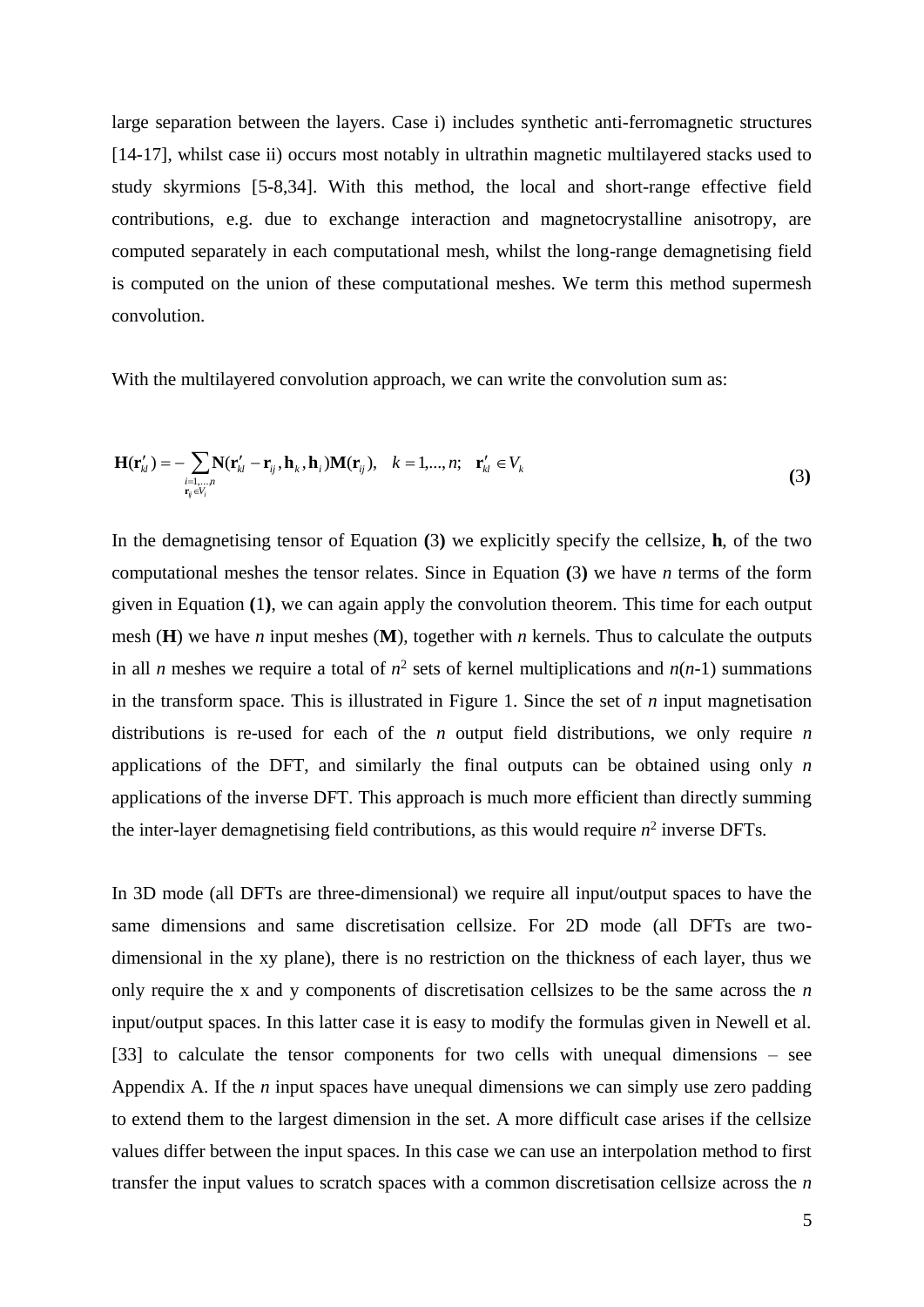large separation between the layers. Case i) includes synthetic anti-ferromagnetic structures [14-17], whilst case ii) occurs most notably in ultrathin magnetic multilayered stacks used to study skyrmions [5-8,34]. With this method, the local and short-range effective field contributions, e.g. due to exchange interaction and magnetocrystalline anisotropy, are computed separately in each computational mesh, whilst the long-range demagnetising field is computed on the union of these computational meshes. We term this method supermesh convolution.

With the multilayered convolution approach, we can write the convolution sum as:

$$\mathbf{H}(\mathbf{r}'_{kl}) = -\sum_{\substack{i=1,\ldots,n \\ \mathbf{r}_{ij} \in V_i}} \mathbf{N}(\mathbf{r}'_{kl} - \mathbf{r}_{ij}, \mathbf{h}_k, \mathbf{h}_i)\mathbf{M}(\mathbf{r}_{ij}), \quad k = 1,\ldots,n; \quad \mathbf{r}'_{kl} \in V_k \tag{3}$$

In the demagnetising tensor of Equation **(**3**)** we explicitly specify the cellsize, **h**, of the two computational meshes the tensor relates. Since in Equation **(**3**)** we have $n$ terms of the form given in Equation **(**1**)**, we can again apply the convolution theorem. This time for each output mesh (**H**) we have $n$ input meshes (**M**), together with $n$ kernels. Thus to calculate the outputs in all $n$ meshes we require a total of $n^2$ sets of kernel multiplications and $n(n-1)$ summations in the transform space. This is illustrated in Figure 1. Since the set of $n$ input magnetisation distributions is re-used for each of the $n$ output field distributions, we only require $n$ applications of the DFT, and similarly the final outputs can be obtained using only $n$ applications of the inverse DFT. This approach is much more efficient than directly summing the inter-layer demagnetising field contributions, as this would require $n^2$ inverse DFTs.

In 3D mode (all DFTs are three-dimensional) we require all input/output spaces to have the same dimensions and same discretisation cellsize. For 2D mode (all DFTs are two-dimensional in the xy plane), there is no restriction on the thickness of each layer, thus we only require the x and y components of discretisation cellsizes to be the same across the $n$ input/output spaces. In this latter case it is easy to modify the formulas given in Newell et al. [33] to calculate the tensor components for two cells with unequal dimensions – see Appendix A. If the $n$ input spaces have unequal dimensions we can simply use zero padding to extend them to the largest dimension in the set. A more difficult case arises if the cellsize values differ between the input spaces. In this case we can use an interpolation method to first transfer the input values to scratch spaces with a common discretisation cellsize across the $n$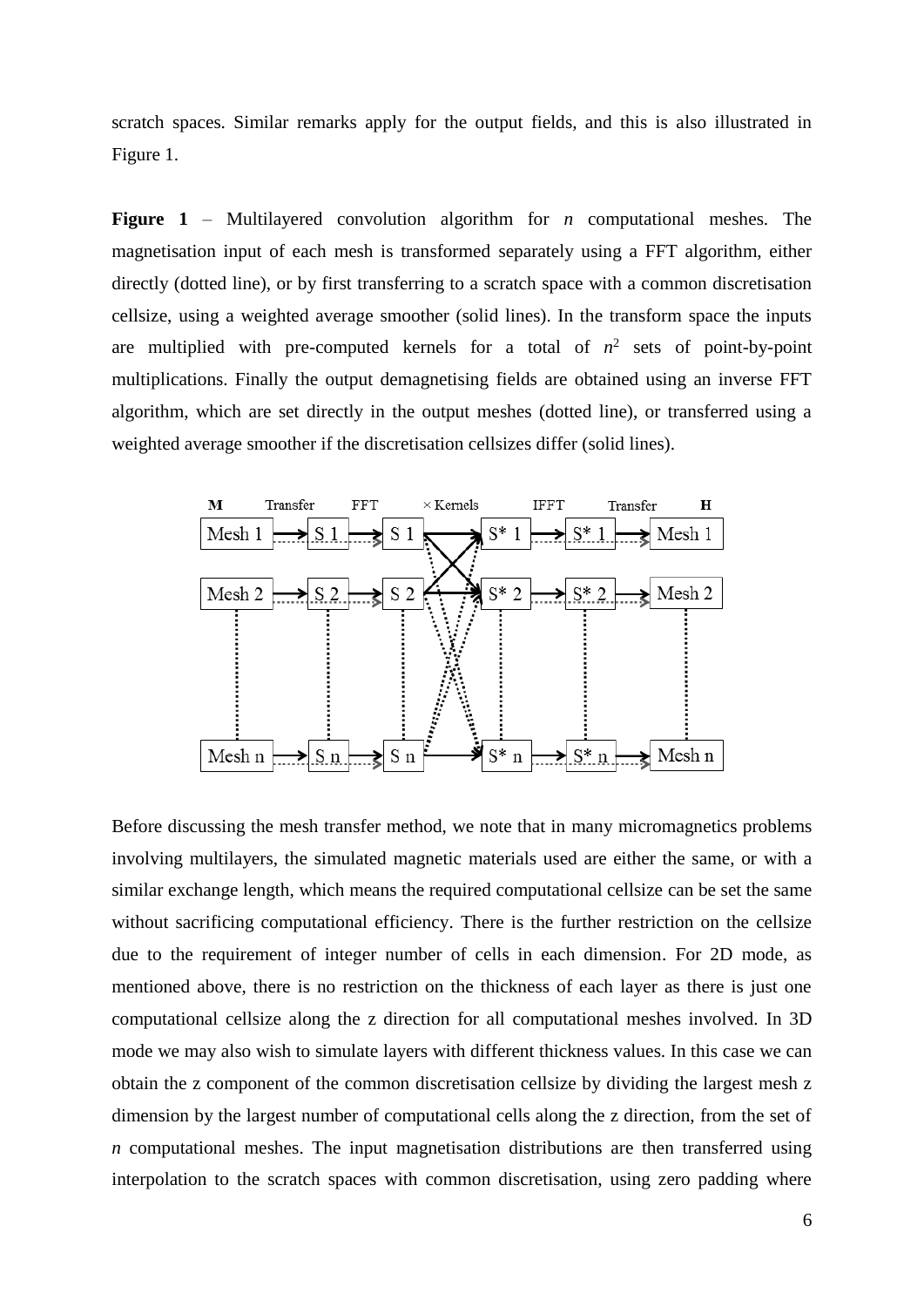scratch spaces. Similar remarks apply for the output fields, and this is also illustrated in Figure 1.

**Figure 1** – Multilayered convolution algorithm for $n$ computational meshes. The magnetisation input of each mesh is transformed separately using a FFT algorithm, either directly (dotted line), or by first transferring to a scratch space with a common discretisation cellsize, using a weighted average smoother (solid lines). In the transform space the inputs are multiplied with pre-computed kernels for a total of $n^2$ sets of point-by-point multiplications. Finally the output demagnetising fields are obtained using an inverse FFT algorithm, which are set directly in the output meshes (dotted line), or transferred using a weighted average smoother if the discretisation cellsizes differ (solid lines).

Before discussing the mesh transfer method, we note that in many micromagnetics problems involving multilayers, the simulated magnetic materials used are either the same, or with a similar exchange length, which means the required computational cellsize can be set the same without sacrificing computational efficiency. There is the further restriction on the cellsize due to the requirement of integer number of cells in each dimension. For 2D mode, as mentioned above, there is no restriction on the thickness of each layer as there is just one computational cellsize along the z direction for all computational meshes involved. In 3D mode we may also wish to simulate layers with different thickness values. In this case we can obtain the z component of the common discretisation cellsize by dividing the largest mesh z dimension by the largest number of computational cells along the z direction, from the set of $n$ computational meshes. The input magnetisation distributions are then transferred using interpolation to the scratch spaces with common discretisation, using zero padding where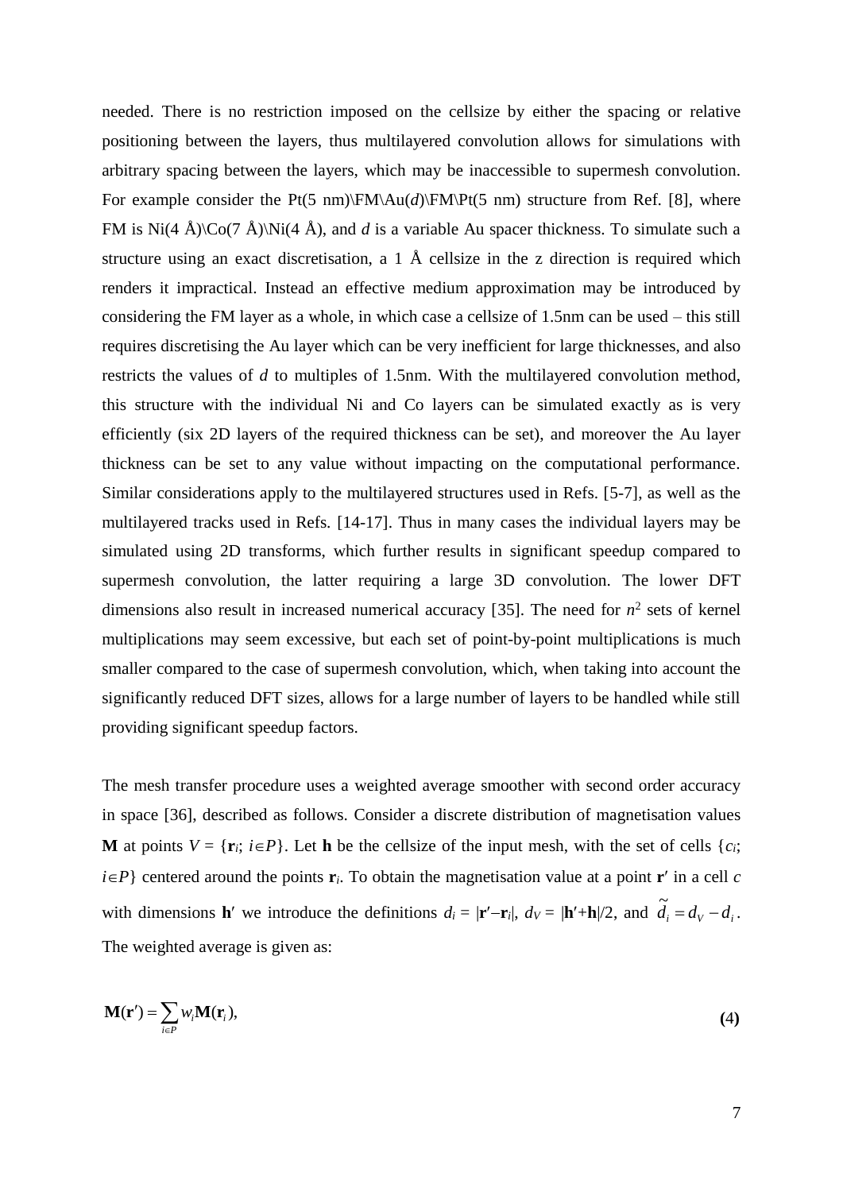needed. There is no restriction imposed on the cellsize by either the spacing or relative positioning between the layers, thus multilayered convolution allows for simulations with arbitrary spacing between the layers, which may be inaccessible to supermesh convolution. For example consider the Pt(5 nm)\FM\Au(*d*)\FM\Pt(5 nm) structure from Ref. [8], where FM is Ni(4 Å)\Co(7 Å)\Ni(4 Å), and *d* is a variable Au spacer thickness. To simulate such a structure using an exact discretisation, a 1 Å cellsize in the z direction is required which renders it impractical. Instead an effective medium approximation may be introduced by considering the FM layer as a whole, in which case a cellsize of 1.5nm can be used – this still requires discretising the Au layer which can be very inefficient for large thicknesses, and also restricts the values of *d* to multiples of 1.5nm. With the multilayered convolution method, this structure with the individual Ni and Co layers can be simulated exactly as is very efficiently (six 2D layers of the required thickness can be set), and moreover the Au layer thickness can be set to any value without impacting on the computational performance. Similar considerations apply to the multilayered structures used in Refs. [5-7], as well as the multilayered tracks used in Refs. [14-17]. Thus in many cases the individual layers may be simulated using 2D transforms, which further results in significant speedup compared to supermesh convolution, the latter requiring a large 3D convolution. The lower DFT dimensions also result in increased numerical accuracy [35]. The need for $n^2$ sets of kernel multiplications may seem excessive, but each set of point-by-point multiplications is much smaller compared to the case of supermesh convolution, which, when taking into account the significantly reduced DFT sizes, allows for a large number of layers to be handled while still providing significant speedup factors.

The mesh transfer procedure uses a weighted average smoother with second order accuracy in space [36], described as follows. Consider a discrete distribution of magnetisation values $\mathbf{M}$ at points $V = \{\mathbf{r}_i;\ i \in P\}$. Let $\mathbf{h}$ be the cellsize of the input mesh, with the set of cells $\{c_i;\ i \in P\}$ centered around the points $\mathbf{r}_i$. To obtain the magnetisation value at a point $\mathbf{r}'$ in a cell $c$ with dimensions $\mathbf{h}'$ we introduce the definitions $d_i = |\mathbf{r}' - \mathbf{r}_i|$, $d_V = |\mathbf{h}' + \mathbf{h}|/2$, and $\tilde{d}_i = d_V - d_i$. The weighted average is given as:

$$\mathbf{M}(\mathbf{r}') = \sum_{i \in P} w_i \mathbf{M}(\mathbf{r}_i), \tag{4}$$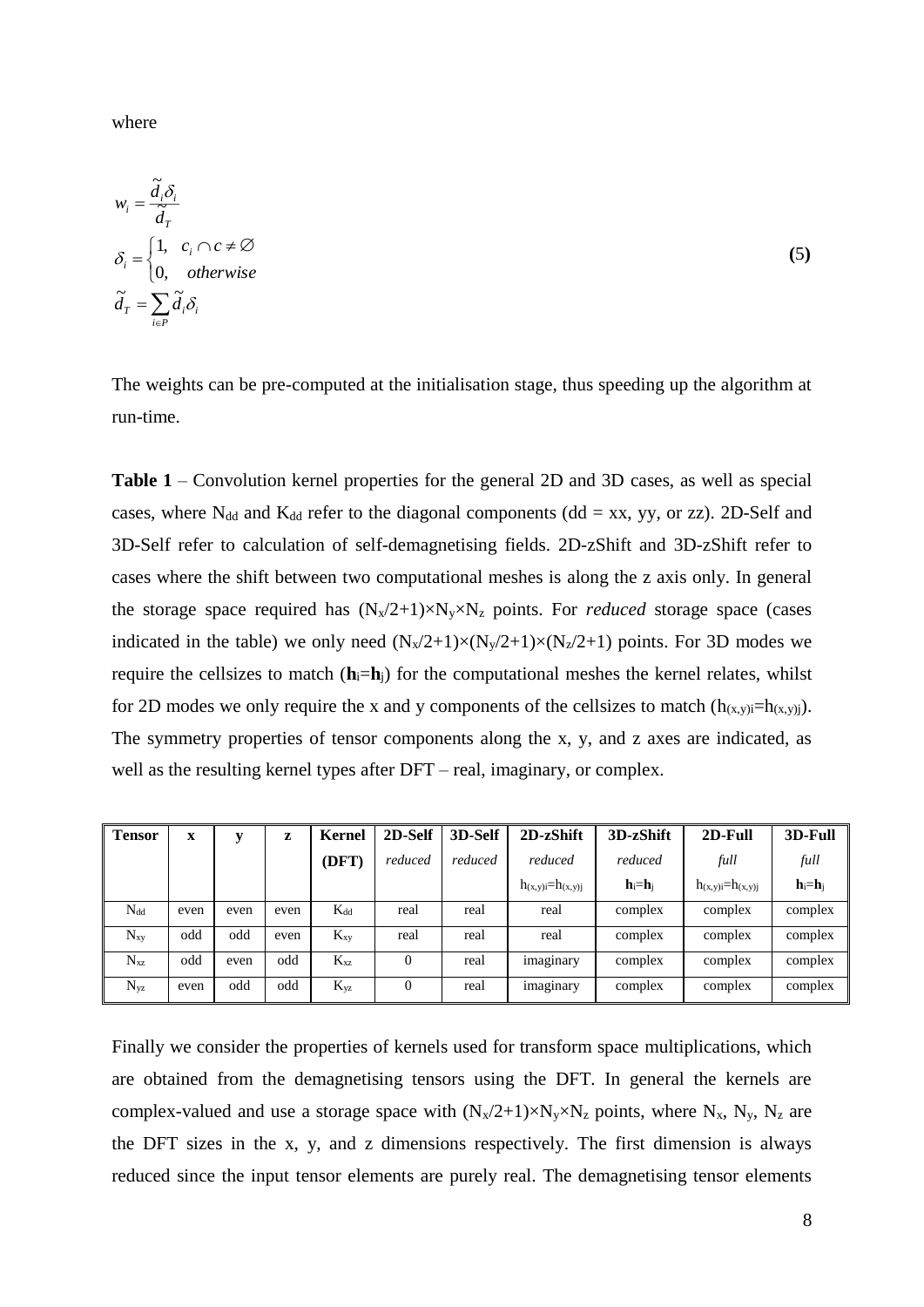where

$$
\begin{aligned}
w_i &= \frac{\tilde{d}_i \delta_i}{\tilde{d}_T} \\
\delta_i &= \begin{cases} 1, & c_i \cap c \neq \varnothing \\ 0, & otherwise \end{cases} \\
\tilde{d}_T &= \sum_{i \in P} \tilde{d}_i \delta_i
\end{aligned}
\tag{5}
$$

The weights can be pre-computed at the initialisation stage, thus speeding up the algorithm at run-time.

**Table 1** – Convolution kernel properties for the general 2D and 3D cases, as well as special cases, where $N_{dd}$ and $K_{dd}$ refer to the diagonal components (dd = xx, yy, or zz). 2D-Self and 3D-Self refer to calculation of self-demagnetising fields. 2D-zShift and 3D-zShift refer to cases where the shift between two computational meshes is along the z axis only. In general the storage space required has $(N_x/2+1)\times N_y \times N_z$ points. For *reduced* storage space (cases indicated in the table) we only need $(N_x/2+1)\times(N_y/2+1)\times(N_z/2+1)$ points. For 3D modes we require the cellsizes to match ($\mathbf{h}_i=\mathbf{h}_j$) for the computational meshes the kernel relates, whilst for 2D modes we only require the x and y components of the cellsizes to match ($h_{(x,y)i}=h_{(x,y)j}$). The symmetry properties of tensor components along the x, y, and z axes are indicated, as well as the resulting kernel types after DFT – real, imaginary, or complex.

| **Tensor** | **x** | **y** | **z** | **Kernel (DFT)** | **2D-Self** | **3D-Self** | **2D-zShift** | **3D-zShift** | **2D-Full** | **3D-Full** |
|---|---|---|---|---|---|---|---|---|---|---|
| | | | | | *reduced* | *reduced* | *reduced* | *reduced* | *full* | *full* |
| | | | | | | | $h_{(x,y)i}=h_{(x,y)j}$ | $\mathbf{h}_i=\mathbf{h}_j$ | $h_{(x,y)i}=h_{(x,y)j}$ | $\mathbf{h}_i=\mathbf{h}_j$ |
| $N_{dd}$ | even | even | even | $K_{dd}$ | real | real | real | complex | complex | complex |
| $N_{xy}$ | odd | odd | even | $K_{xy}$ | real | real | real | complex | complex | complex |
| $N_{xz}$ | odd | even | odd | $K_{xz}$ | 0 | real | imaginary | complex | complex | complex |
| $N_{yz}$ | even | odd | odd | $K_{yz}$ | 0 | real | imaginary | complex | complex | complex |

Finally we consider the properties of kernels used for transform space multiplications, which are obtained from the demagnetising tensors using the DFT. In general the kernels are complex-valued and use a storage space with $(N_x/2+1)\times N_y \times N_z$ points, where $N_x$, $N_y$, $N_z$ are the DFT sizes in the x, y, and z dimensions respectively. The first dimension is always reduced since the input tensor elements are purely real. The demagnetising tensor elements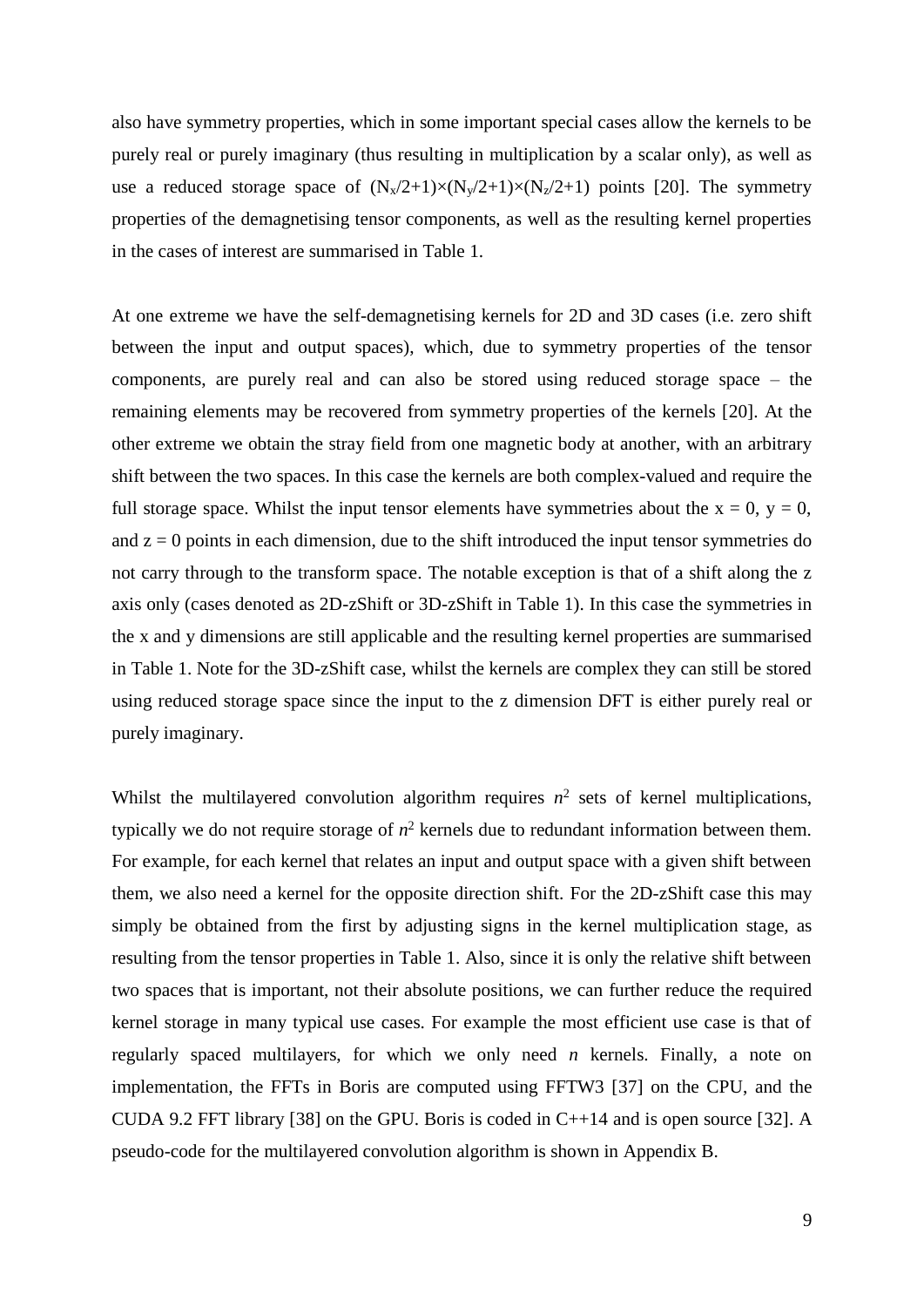also have symmetry properties, which in some important special cases allow the kernels to be purely real or purely imaginary (thus resulting in multiplication by a scalar only), as well as use a reduced storage space of $(N_x/2+1)\times(N_y/2+1)\times(N_z/2+1)$ points [20]. The symmetry properties of the demagnetising tensor components, as well as the resulting kernel properties in the cases of interest are summarised in Table 1.

At one extreme we have the self-demagnetising kernels for 2D and 3D cases (i.e. zero shift between the input and output spaces), which, due to symmetry properties of the tensor components, are purely real and can also be stored using reduced storage space – the remaining elements may be recovered from symmetry properties of the kernels [20]. At the other extreme we obtain the stray field from one magnetic body at another, with an arbitrary shift between the two spaces. In this case the kernels are both complex-valued and require the full storage space. Whilst the input tensor elements have symmetries about the $x = 0$, $y = 0$, and $z = 0$ points in each dimension, due to the shift introduced the input tensor symmetries do not carry through to the transform space. The notable exception is that of a shift along the z axis only (cases denoted as 2D-zShift or 3D-zShift in Table 1). In this case the symmetries in the x and y dimensions are still applicable and the resulting kernel properties are summarised in Table 1. Note for the 3D-zShift case, whilst the kernels are complex they can still be stored using reduced storage space since the input to the z dimension DFT is either purely real or purely imaginary.

Whilst the multilayered convolution algorithm requires $n^2$ sets of kernel multiplications, typically we do not require storage of $n^2$ kernels due to redundant information between them. For example, for each kernel that relates an input and output space with a given shift between them, we also need a kernel for the opposite direction shift. For the 2D-zShift case this may simply be obtained from the first by adjusting signs in the kernel multiplication stage, as resulting from the tensor properties in Table 1. Also, since it is only the relative shift between two spaces that is important, not their absolute positions, we can further reduce the required kernel storage in many typical use cases. For example the most efficient use case is that of regularly spaced multilayers, for which we only need $n$ kernels. Finally, a note on implementation, the FFTs in Boris are computed using FFTW3 [37] on the CPU, and the CUDA 9.2 FFT library [38] on the GPU. Boris is coded in C++14 and is open source [32]. A pseudo-code for the multilayered convolution algorithm is shown in Appendix B.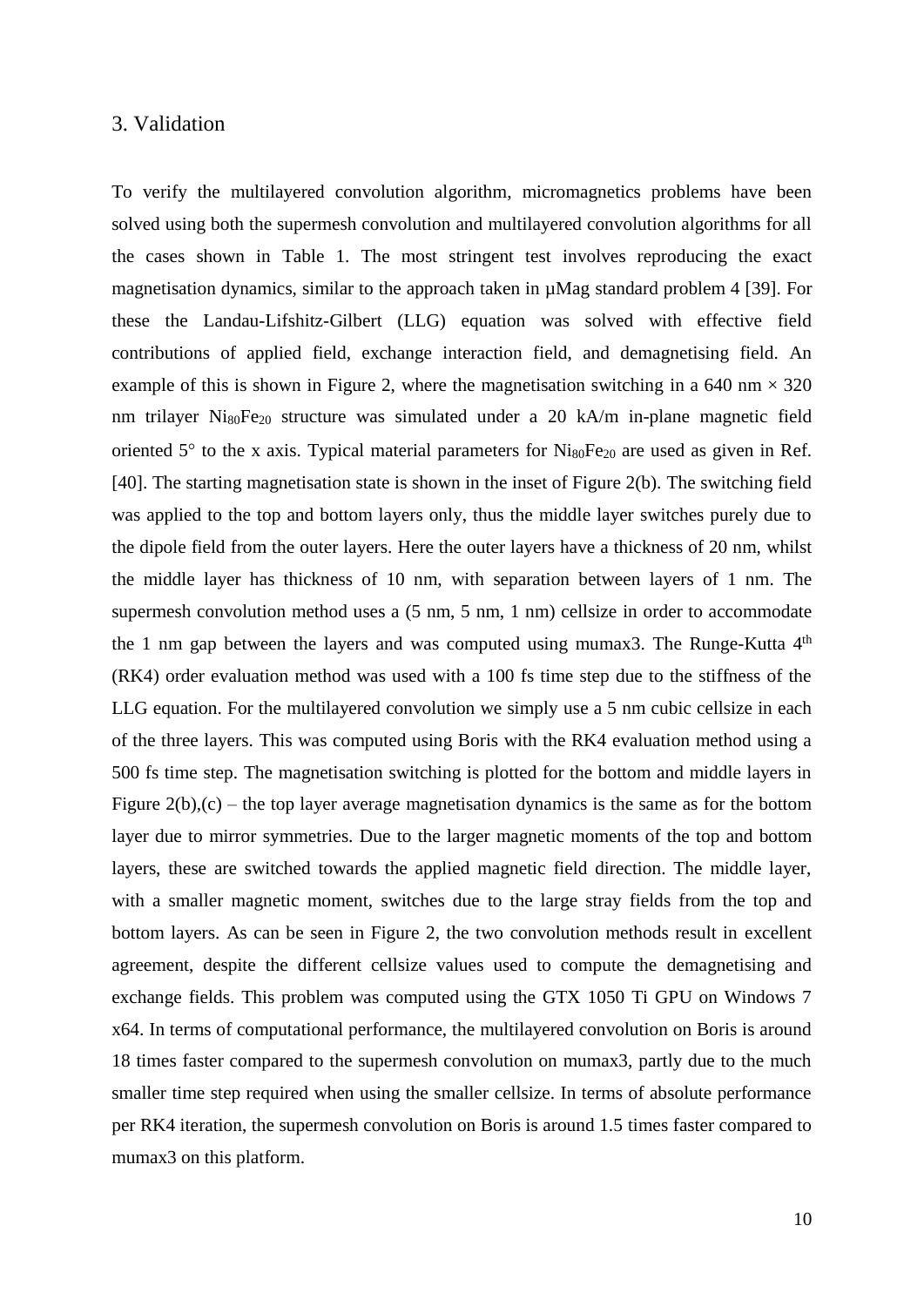## 3. Validation

To verify the multilayered convolution algorithm, micromagnetics problems have been solved using both the supermesh convolution and multilayered convolution algorithms for all the cases shown in Table 1. The most stringent test involves reproducing the exact magnetisation dynamics, similar to the approach taken in µMag standard problem 4 [39]. For these the Landau-Lifshitz-Gilbert (LLG) equation was solved with effective field contributions of applied field, exchange interaction field, and demagnetising field. An example of this is shown in Figure 2, where the magnetisation switching in a 640 nm × 320 nm trilayer $Ni_{80}Fe_{20}$ structure was simulated under a 20 kA/m in-plane magnetic field oriented 5° to the x axis. Typical material parameters for $Ni_{80}Fe_{20}$ are used as given in Ref. [40]. The starting magnetisation state is shown in the inset of Figure 2(b). The switching field was applied to the top and bottom layers only, thus the middle layer switches purely due to the dipole field from the outer layers. Here the outer layers have a thickness of 20 nm, whilst the middle layer has thickness of 10 nm, with separation between layers of 1 nm. The supermesh convolution method uses a (5 nm, 5 nm, 1 nm) cellsize in order to accommodate the 1 nm gap between the layers and was computed using mumax3. The Runge-Kutta 4$^{th}$ (RK4) order evaluation method was used with a 100 fs time step due to the stiffness of the LLG equation. For the multilayered convolution we simply use a 5 nm cubic cellsize in each of the three layers. This was computed using Boris with the RK4 evaluation method using a 500 fs time step. The magnetisation switching is plotted for the bottom and middle layers in Figure 2(b),(c) – the top layer average magnetisation dynamics is the same as for the bottom layer due to mirror symmetries. Due to the larger magnetic moments of the top and bottom layers, these are switched towards the applied magnetic field direction. The middle layer, with a smaller magnetic moment, switches due to the large stray fields from the top and bottom layers. As can be seen in Figure 2, the two convolution methods result in excellent agreement, despite the different cellsize values used to compute the demagnetising and exchange fields. This problem was computed using the GTX 1050 Ti GPU on Windows 7 x64. In terms of computational performance, the multilayered convolution on Boris is around 18 times faster compared to the supermesh convolution on mumax3, partly due to the much smaller time step required when using the smaller cellsize. In terms of absolute performance per RK4 iteration, the supermesh convolution on Boris is around 1.5 times faster compared to mumax3 on this platform.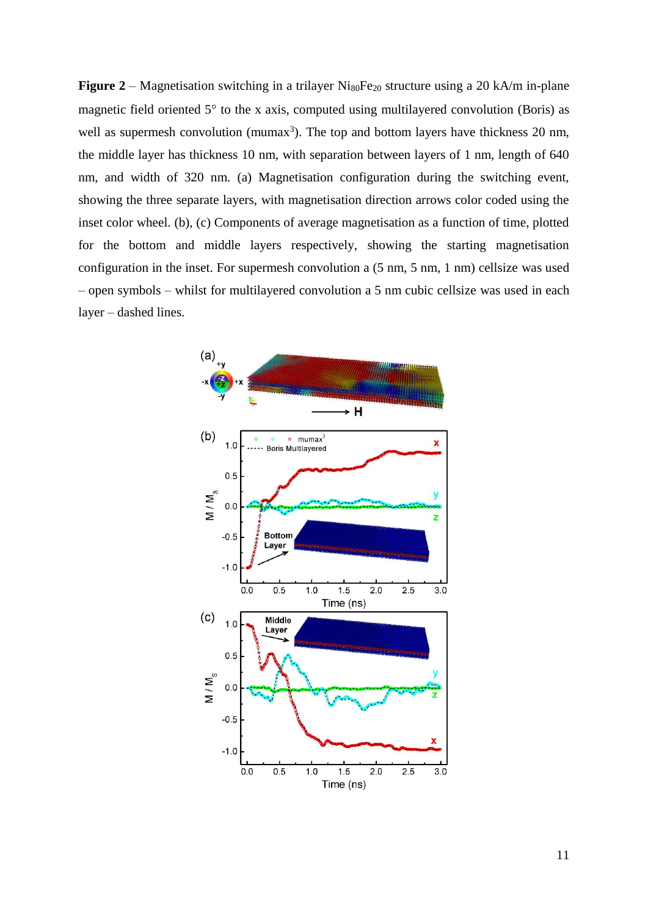**Figure 2** – Magnetisation switching in a trilayer $Ni_{80}Fe_{20}$ structure using a 20 kA/m in-plane magnetic field oriented 5° to the x axis, computed using multilayered convolution (Boris) as well as supermesh convolution ($mumax^3$). The top and bottom layers have thickness 20 nm, the middle layer has thickness 10 nm, with separation between layers of 1 nm, length of 640 nm, and width of 320 nm. (a) Magnetisation configuration during the switching event, showing the three separate layers, with magnetisation direction arrows color coded using the inset color wheel. (b), (c) Components of average magnetisation as a function of time, plotted for the bottom and middle layers respectively, showing the starting magnetisation configuration in the inset. For supermesh convolution a (5 nm, 5 nm, 1 nm) cellsize was used – open symbols – whilst for multilayered convolution a 5 nm cubic cellsize was used in each layer – dashed lines.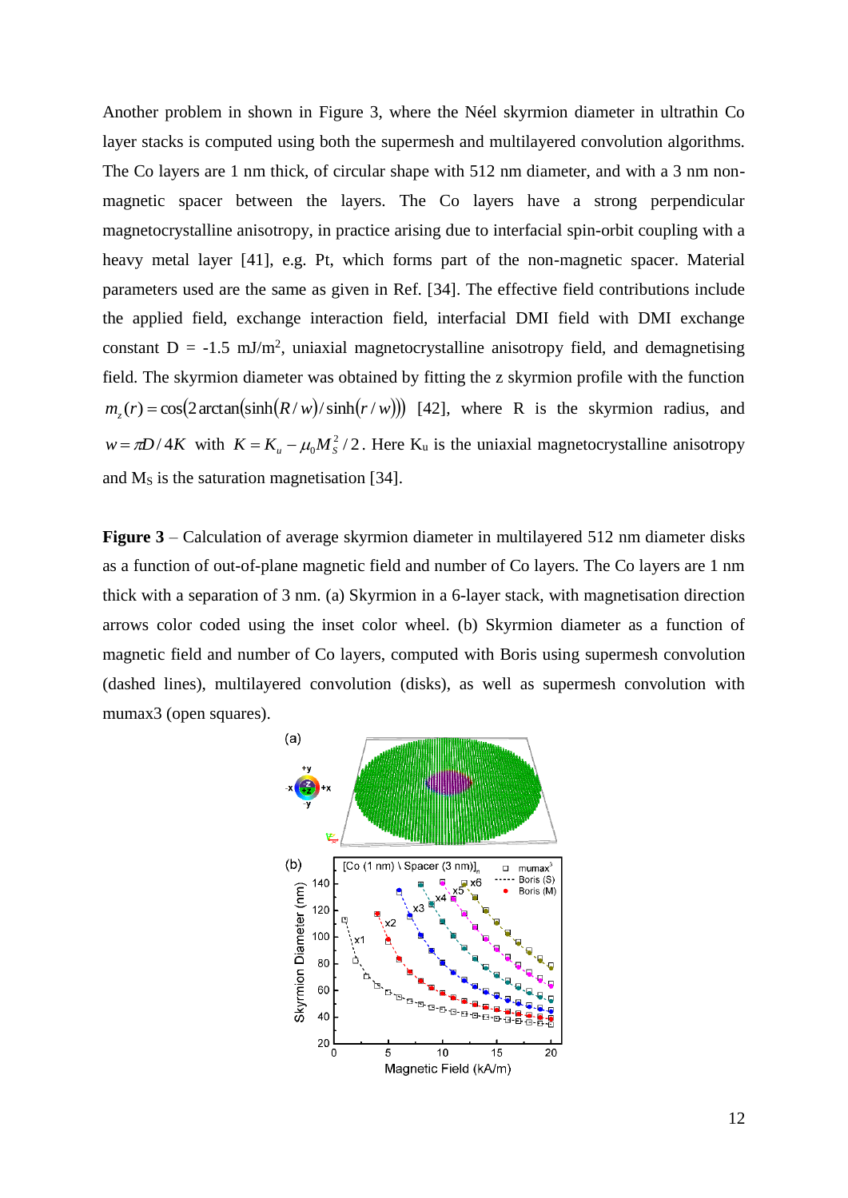Another problem in shown in Figure 3, where the Néel skyrmion diameter in ultrathin Co layer stacks is computed using both the supermesh and multilayered convolution algorithms. The Co layers are 1 nm thick, of circular shape with 512 nm diameter, and with a 3 nm non-magnetic spacer between the layers. The Co layers have a strong perpendicular magnetocrystalline anisotropy, in practice arising due to interfacial spin-orbit coupling with a heavy metal layer [41], e.g. Pt, which forms part of the non-magnetic spacer. Material parameters used are the same as given in Ref. [34]. The effective field contributions include the applied field, exchange interaction field, interfacial DMI field with DMI exchange constant D = -1.5 mJ/m$^2$, uniaxial magnetocrystalline anisotropy field, and demagnetising field. The skyrmion diameter was obtained by fitting the z skyrmion profile with the function $m_z(r) = \cos(2\arctan(\sinh(R/w)/\sinh(r/w)))$ [42], where R is the skyrmion radius, and $w = \pi D / 4K$ with $K = K_u - \mu_0 M_S^2 / 2$. Here $K_u$ is the uniaxial magnetocrystalline anisotropy and $M_S$ is the saturation magnetisation [34].

**Figure 3** – Calculation of average skyrmion diameter in multilayered 512 nm diameter disks as a function of out-of-plane magnetic field and number of Co layers. The Co layers are 1 nm thick with a separation of 3 nm. (a) Skyrmion in a 6-layer stack, with magnetisation direction arrows color coded using the inset color wheel. (b) Skyrmion diameter as a function of magnetic field and number of Co layers, computed with Boris using supermesh convolution (dashed lines), multilayered convolution (disks), as well as supermesh convolution with mumax3 (open squares).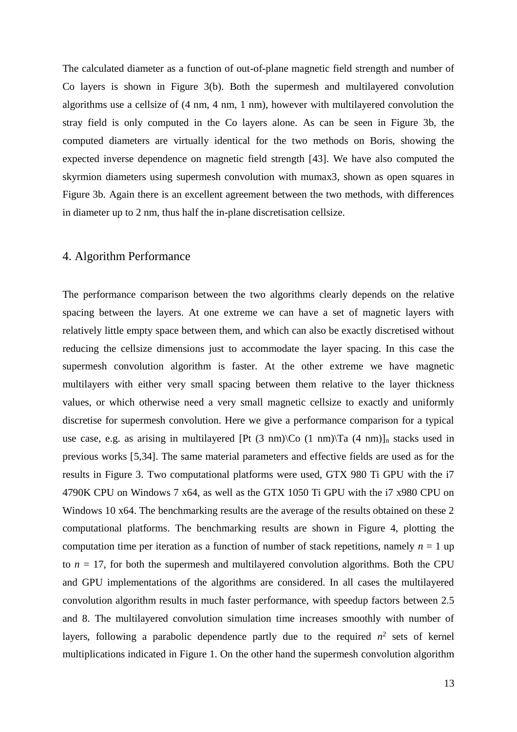The calculated diameter as a function of out-of-plane magnetic field strength and number of Co layers is shown in Figure 3(b). Both the supermesh and multilayered convolution algorithms use a cellsize of (4 nm, 4 nm, 1 nm), however with multilayered convolution the stray field is only computed in the Co layers alone. As can be seen in Figure 3b, the computed diameters are virtually identical for the two methods on Boris, showing the expected inverse dependence on magnetic field strength [43]. We have also computed the skyrmion diameters using supermesh convolution with mumax3, shown as open squares in Figure 3b. Again there is an excellent agreement between the two methods, with differences in diameter up to 2 nm, thus half the in-plane discretisation cellsize.

## 4. Algorithm Performance

The performance comparison between the two algorithms clearly depends on the relative spacing between the layers. At one extreme we can have a set of magnetic layers with relatively little empty space between them, and which can also be exactly discretised without reducing the cellsize dimensions just to accommodate the layer spacing. In this case the supermesh convolution algorithm is faster. At the other extreme we have magnetic multilayers with either very small spacing between them relative to the layer thickness values, or which otherwise need a very small magnetic cellsize to exactly and uniformly discretise for supermesh convolution. Here we give a performance comparison for a typical use case, e.g. as arising in multilayered [Pt (3 nm)\Co (1 nm)\Ta (4 nm)]$_n$ stacks used in previous works [5,34]. The same material parameters and effective fields are used as for the results in Figure 3. Two computational platforms were used, GTX 980 Ti GPU with the i7 4790K CPU on Windows 7 x64, as well as the GTX 1050 Ti GPU with the i7 x980 CPU on Windows 10 x64. The benchmarking results are the average of the results obtained on these 2 computational platforms. The benchmarking results are shown in Figure 4, plotting the computation time per iteration as a function of number of stack repetitions, namely $n = 1$ up to $n = 17$, for both the supermesh and multilayered convolution algorithms. Both the CPU and GPU implementations of the algorithms are considered. In all cases the multilayered convolution algorithm results in much faster performance, with speedup factors between 2.5 and 8. The multilayered convolution simulation time increases smoothly with number of layers, following a parabolic dependence partly due to the required $n^2$ sets of kernel multiplications indicated in Figure 1. On the other hand the supermesh convolution algorithm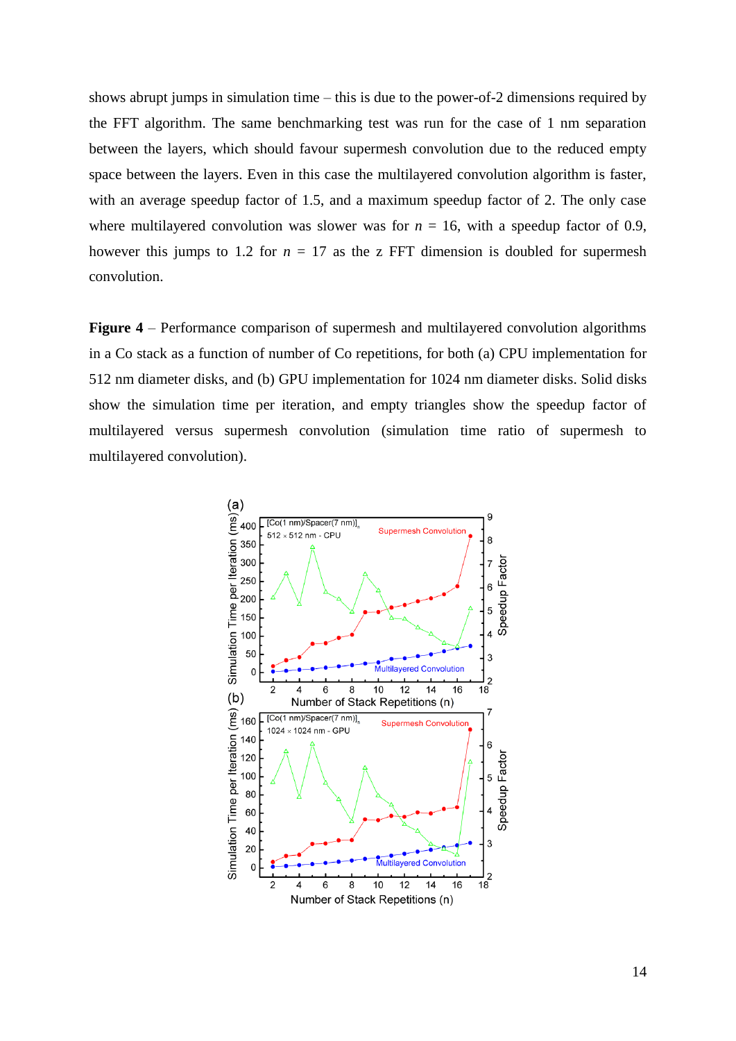shows abrupt jumps in simulation time – this is due to the power-of-2 dimensions required by the FFT algorithm. The same benchmarking test was run for the case of 1 nm separation between the layers, which should favour supermesh convolution due to the reduced empty space between the layers. Even in this case the multilayered convolution algorithm is faster, with an average speedup factor of 1.5, and a maximum speedup factor of 2. The only case where multilayered convolution was slower was for $n$ = 16, with a speedup factor of 0.9, however this jumps to 1.2 for $n$ = 17 as the z FFT dimension is doubled for supermesh convolution.

**Figure 4** – Performance comparison of supermesh and multilayered convolution algorithms in a Co stack as a function of number of Co repetitions, for both (a) CPU implementation for 512 nm diameter disks, and (b) GPU implementation for 1024 nm diameter disks. Solid disks show the simulation time per iteration, and empty triangles show the speedup factor of multilayered versus supermesh convolution (simulation time ratio of supermesh to multilayered convolution).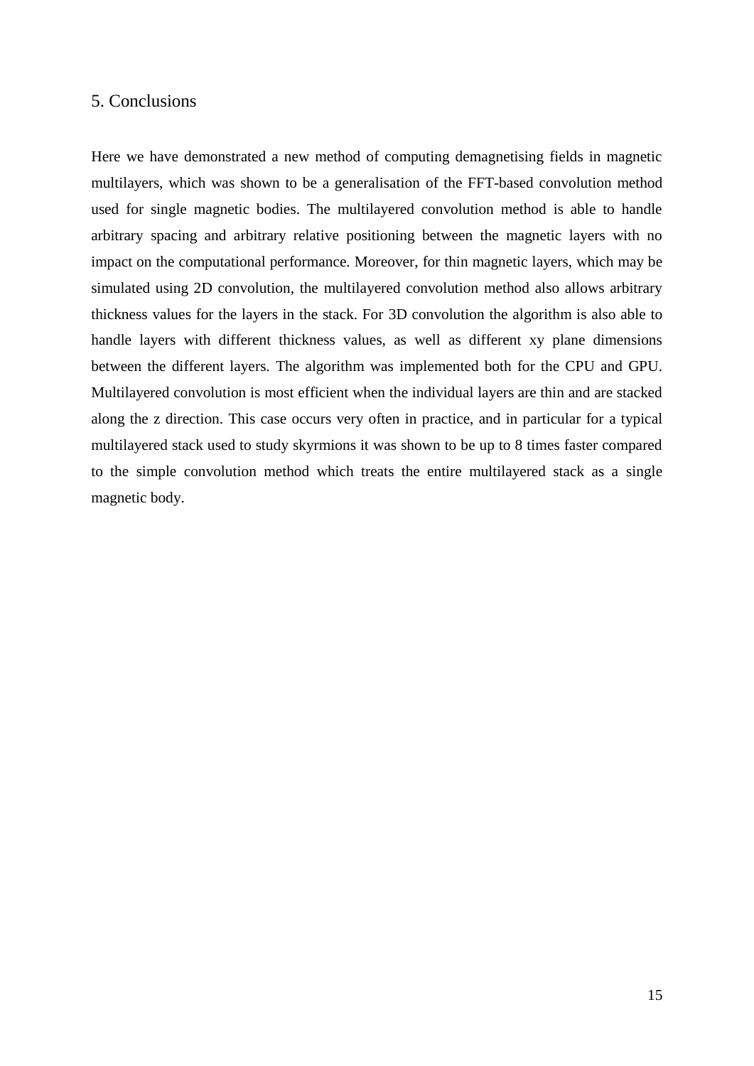## 5. Conclusions

Here we have demonstrated a new method of computing demagnetising fields in magnetic multilayers, which was shown to be a generalisation of the FFT-based convolution method used for single magnetic bodies. The multilayered convolution method is able to handle arbitrary spacing and arbitrary relative positioning between the magnetic layers with no impact on the computational performance. Moreover, for thin magnetic layers, which may be simulated using 2D convolution, the multilayered convolution method also allows arbitrary thickness values for the layers in the stack. For 3D convolution the algorithm is also able to handle layers with different thickness values, as well as different xy plane dimensions between the different layers. The algorithm was implemented both for the CPU and GPU. Multilayered convolution is most efficient when the individual layers are thin and are stacked along the z direction. This case occurs very often in practice, and in particular for a typical multilayered stack used to study skyrmions it was shown to be up to 8 times faster compared to the simple convolution method which treats the entire multilayered stack as a single magnetic body.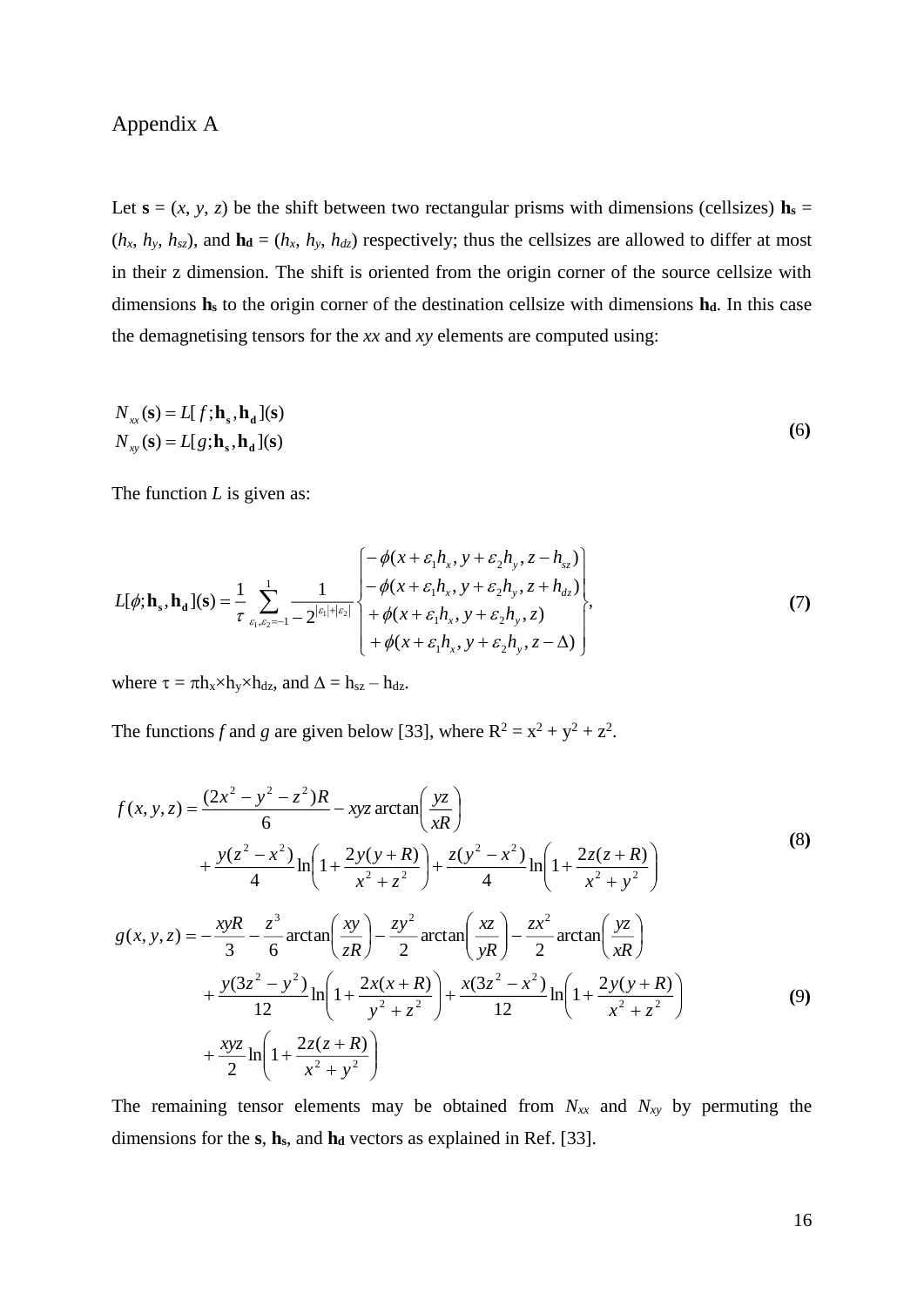# Appendix A

Let $\mathbf{s} = (x, y, z)$ be the shift between two rectangular prisms with dimensions (cellsizes) $\mathbf{h_s} = (h_x, h_y, h_{sz})$, and $\mathbf{h_d} = (h_x, h_y, h_{dz})$ respectively; thus the cellsizes are allowed to differ at most in their z dimension. The shift is oriented from the origin corner of the source cellsize with dimensions $\mathbf{h_s}$ to the origin corner of the destination cellsize with dimensions $\mathbf{h_d}$. In this case the demagnetising tensors for the *xx* and *xy* elements are computed using:

$$
\begin{aligned}
N_{xx}(\mathbf{s}) &= L[f;\mathbf{h_s},\mathbf{h_d}](\mathbf{s}) \\
N_{xy}(\mathbf{s}) &= L[g;\mathbf{h_s},\mathbf{h_d}](\mathbf{s})
\end{aligned}
\tag{6}
$$

The function $L$ is given as:

$$
L[\phi;\mathbf{h_s},\mathbf{h_d}](\mathbf{s}) = \frac{1}{\tau}\sum_{\varepsilon_1,\varepsilon_2=-1}^{1}\frac{1}{-2^{|\varepsilon_1|+|\varepsilon_2|}}\begin{Bmatrix} -\phi(x+\varepsilon_1 h_x, y+\varepsilon_2 h_y, z-h_{sz}) \\ -\phi(x+\varepsilon_1 h_x, y+\varepsilon_2 h_y, z+h_{dz}) \\ +\phi(x+\varepsilon_1 h_x, y+\varepsilon_2 h_y, z) \\ +\phi(x+\varepsilon_1 h_x, y+\varepsilon_2 h_y, z-\Delta) \end{Bmatrix},
\tag{7}
$$

where $\tau = \pi h_x \times h_y \times h_{dz}$, and $\Delta = h_{sz} - h_{dz}$.

The functions $f$ and $g$ are given below [33], where $R^2 = x^2 + y^2 + z^2$.

$$
\begin{aligned}
f(x,y,z) &= \frac{(2x^2 - y^2 - z^2)R}{6} - xyz\arctan\left(\frac{yz}{xR}\right) \\
&\quad + \frac{y(z^2 - x^2)}{4}\ln\left(1 + \frac{2y(y+R)}{x^2+z^2}\right) + \frac{z(y^2 - x^2)}{4}\ln\left(1 + \frac{2z(z+R)}{x^2+y^2}\right)
\end{aligned}
\tag{8}
$$

$$
\begin{aligned}
g(x,y,z) &= -\frac{xyR}{3} - \frac{z^3}{6}\arctan\left(\frac{xy}{zR}\right) - \frac{zy^2}{2}\arctan\left(\frac{xz}{yR}\right) - \frac{zx^2}{2}\arctan\left(\frac{yz}{xR}\right) \\
&\quad + \frac{y(3z^2 - y^2)}{12}\ln\left(1 + \frac{2x(x+R)}{y^2+z^2}\right) + \frac{x(3z^2 - x^2)}{12}\ln\left(1 + \frac{2y(y+R)}{x^2+z^2}\right) \\
&\quad + \frac{xyz}{2}\ln\left(1 + \frac{2z(z+R)}{x^2+y^2}\right)
\end{aligned}
\tag{9}
$$

The remaining tensor elements may be obtained from $N_{xx}$ and $N_{xy}$ by permuting the dimensions for the $\mathbf{s}$, $\mathbf{h_s}$, and $\mathbf{h_d}$ vectors as explained in Ref. [33].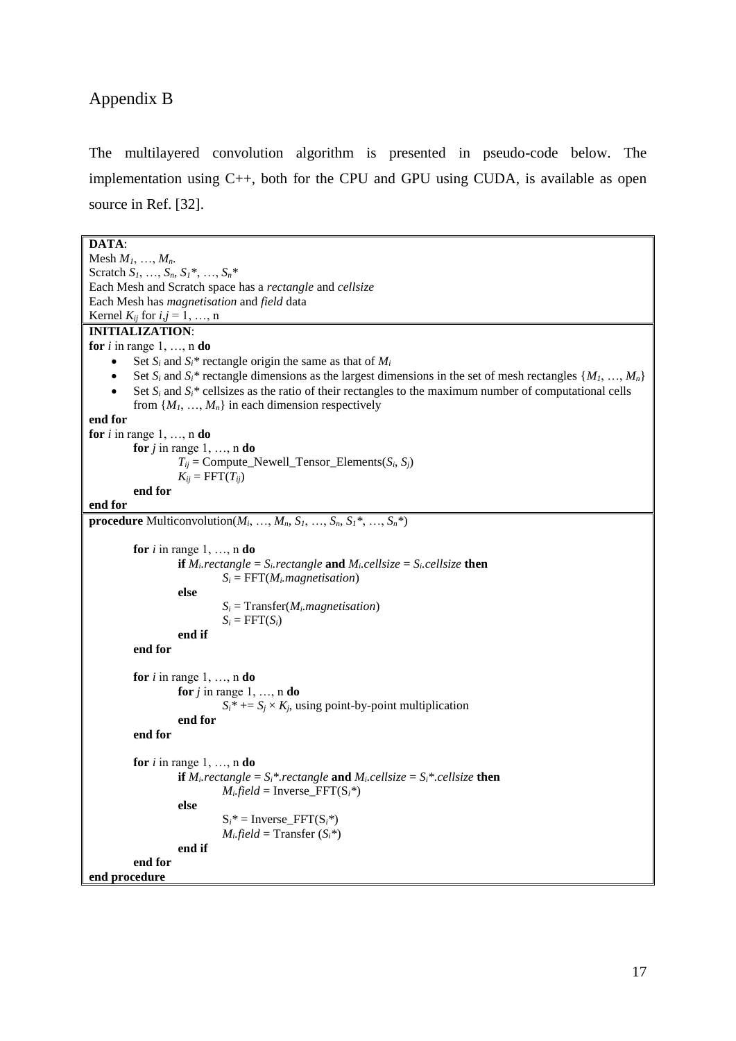# Appendix B

The multilayered convolution algorithm is presented in pseudo-code below. The implementation using C++, both for the CPU and GPU using CUDA, is available as open source in Ref. [32].

**DATA**:
Mesh $M_1, \ldots, M_n$.
Scratch $S_1, \ldots, S_n, S_1^*, \ldots, S_n^*$
Each Mesh and Scratch space has a *rectangle* and *cellsize*
Each Mesh has *magnetisation* and *field* data
Kernel $K_{ij}$ for $i,j = 1, \ldots, n$

**INITIALIZATION**:

**for** $i$ in range 1, …, n **do**

- Set $S_i$ and $S_i^*$ rectangle origin the same as that of $M_i$
- Set $S_i$ and $S_i^*$ rectangle dimensions as the largest dimensions in the set of mesh rectangles $\{M_1, \ldots, M_n\}$
- Set $S_i$ and $S_i^*$ cellsizes as the ratio of their rectangles to the maximum number of computational cells from $\{M_1, \ldots, M_n\}$ in each dimension respectively

**end for**

```
for i in range 1, …, n do
    for j in range 1, …, n do
        T_ij = Compute_Newell_Tensor_Elements(S_i, S_j)
        K_ij = FFT(T_ij)
    end for
end for
```

```
procedure Multiconvolution(M_i, …, M_n, S_1, …, S_n, S_1*, …, S_n*)

    for i in range 1, …, n do
        if M_i.rectangle = S_i.rectangle and M_i.cellsize = S_i.cellsize then
            S_i = FFT(M_i.magnetisation)
        else
            S_i = Transfer(M_i.magnetisation)
            S_i = FFT(S_i)
        end if
    end for

    for i in range 1, …, n do
        for j in range 1, …, n do
            S_i* += S_j × K_j, using point-by-point multiplication
        end for
    end for

    for i in range 1, …, n do
        if M_i.rectangle = S_i*.rectangle and M_i.cellsize = S_i*.cellsize then
            M_i.field = Inverse_FFT(S_i*)
        else
            S_i* = Inverse_FFT(S_i*)
            M_i.field = Transfer (S_i*)
        end if
    end for
end procedure
```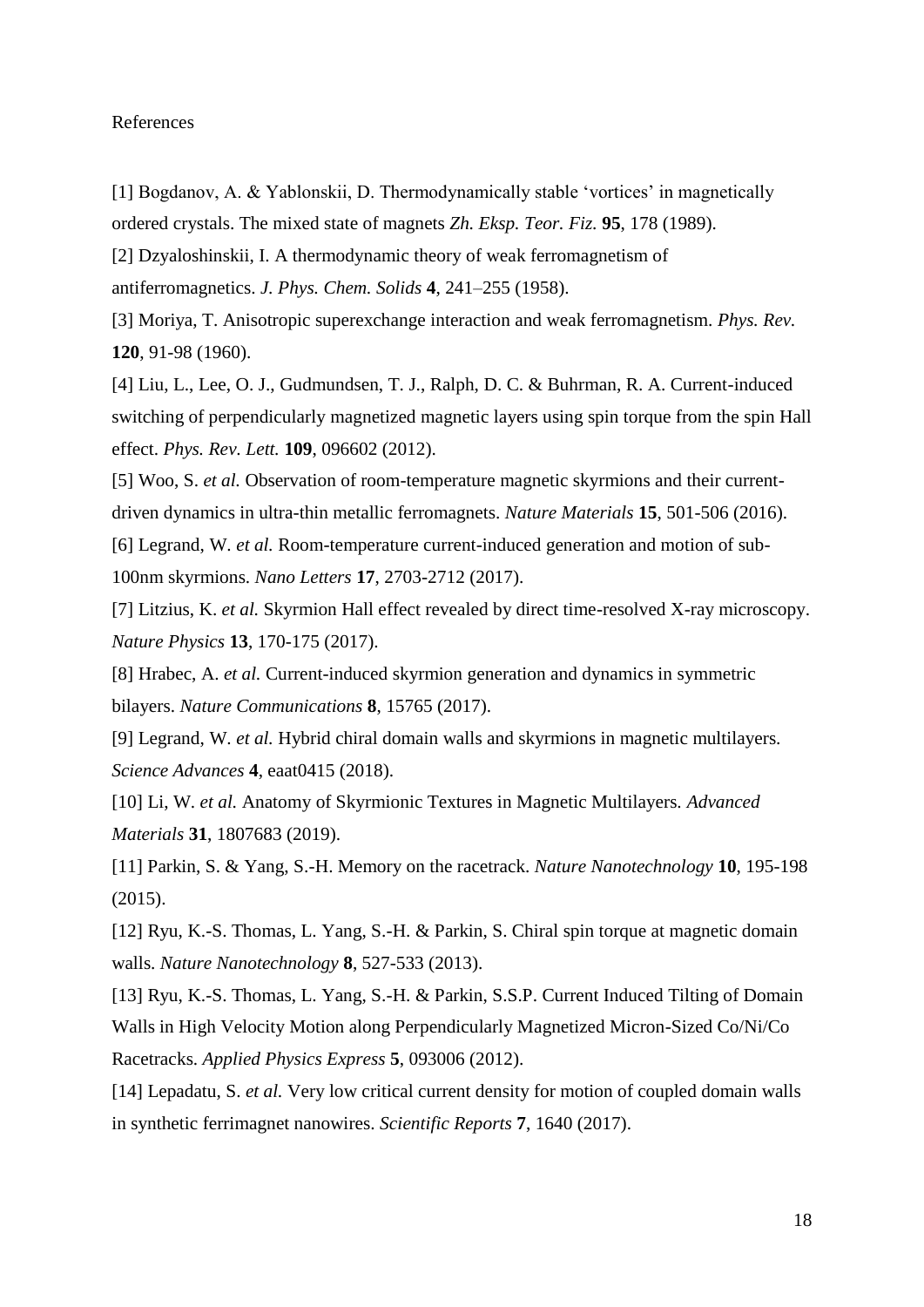References

[1] Bogdanov, A. & Yablonskii, D. Thermodynamically stable 'vortices' in magnetically ordered crystals. The mixed state of magnets *Zh. Eksp. Teor. Fiz.* **95**, 178 (1989).

[2] Dzyaloshinskii, I. A thermodynamic theory of weak ferromagnetism of antiferromagnetics. *J. Phys. Chem. Solids* **4**, 241–255 (1958).

[3] Moriya, T. Anisotropic superexchange interaction and weak ferromagnetism. *Phys. Rev.* **120**, 91-98 (1960).

[4] Liu, L., Lee, O. J., Gudmundsen, T. J., Ralph, D. C. & Buhrman, R. A. Current-induced switching of perpendicularly magnetized magnetic layers using spin torque from the spin Hall effect. *Phys. Rev. Lett.* **109**, 096602 (2012).

[5] Woo, S. *et al.* Observation of room-temperature magnetic skyrmions and their current-driven dynamics in ultra-thin metallic ferromagnets. *Nature Materials* **15**, 501-506 (2016).

[6] Legrand, W. *et al.* Room-temperature current-induced generation and motion of sub-100nm skyrmions. *Nano Letters* **17**, 2703-2712 (2017).

[7] Litzius, K. *et al.* Skyrmion Hall effect revealed by direct time-resolved X-ray microscopy. *Nature Physics* **13**, 170-175 (2017).

[8] Hrabec, A. *et al.* Current-induced skyrmion generation and dynamics in symmetric bilayers. *Nature Communications* **8**, 15765 (2017).

[9] Legrand, W. *et al.* Hybrid chiral domain walls and skyrmions in magnetic multilayers. *Science Advances* **4**, eaat0415 (2018).

[10] Li, W. *et al.* Anatomy of Skyrmionic Textures in Magnetic Multilayers. *Advanced Materials* **31**, 1807683 (2019).

[11] Parkin, S. & Yang, S.-H. Memory on the racetrack. *Nature Nanotechnology* **10**, 195-198 (2015).

[12] Ryu, K.-S. Thomas, L. Yang, S.-H. & Parkin, S. Chiral spin torque at magnetic domain walls. *Nature Nanotechnology* **8**, 527-533 (2013).

[13] Ryu, K.-S. Thomas, L. Yang, S.-H. & Parkin, S.S.P. Current Induced Tilting of Domain Walls in High Velocity Motion along Perpendicularly Magnetized Micron-Sized Co/Ni/Co Racetracks. *Applied Physics Express* **5**, 093006 (2012).

[14] Lepadatu, S. *et al.* Very low critical current density for motion of coupled domain walls in synthetic ferrimagnet nanowires. *Scientific Reports* **7**, 1640 (2017).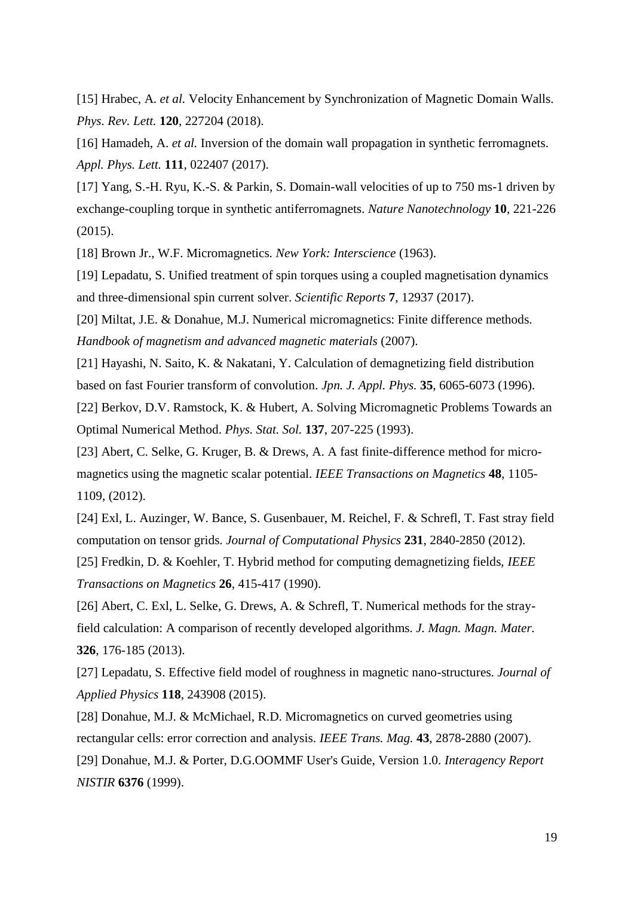[15] Hrabec, A. *et al.* Velocity Enhancement by Synchronization of Magnetic Domain Walls. *Phys. Rev. Lett.* **120**, 227204 (2018).

[16] Hamadeh, A. *et al.* Inversion of the domain wall propagation in synthetic ferromagnets. *Appl. Phys. Lett.* **111**, 022407 (2017).

[17] Yang, S.-H. Ryu, K.-S. & Parkin, S. Domain-wall velocities of up to 750 ms-1 driven by exchange-coupling torque in synthetic antiferromagnets. *Nature Nanotechnology* **10**, 221-226 (2015).

[18] Brown Jr., W.F. Micromagnetics. *New York: Interscience* (1963).

[19] Lepadatu, S. Unified treatment of spin torques using a coupled magnetisation dynamics and three-dimensional spin current solver. *Scientific Reports* **7**, 12937 (2017).

[20] Miltat, J.E. & Donahue, M.J. Numerical micromagnetics: Finite difference methods. *Handbook of magnetism and advanced magnetic materials* (2007).

[21] Hayashi, N. Saito, K. & Nakatani, Y. Calculation of demagnetizing field distribution based on fast Fourier transform of convolution. *Jpn. J. Appl. Phys.* **35**, 6065-6073 (1996).

[22] Berkov, D.V. Ramstock, K. & Hubert, A. Solving Micromagnetic Problems Towards an Optimal Numerical Method. *Phys. Stat. Sol.* **137**, 207-225 (1993).

[23] Abert, C. Selke, G. Kruger, B. & Drews, A. A fast finite-difference method for micro-magnetics using the magnetic scalar potential. *IEEE Transactions on Magnetics* **48**, 1105-1109, (2012).

[24] Exl, L. Auzinger, W. Bance, S. Gusenbauer, M. Reichel, F. & Schrefl, T. Fast stray field computation on tensor grids. *Journal of Computational Physics* **231**, 2840-2850 (2012).

[25] Fredkin, D. & Koehler, T. Hybrid method for computing demagnetizing fields, *IEEE Transactions on Magnetics* **26**, 415-417 (1990).

[26] Abert, C. Exl, L. Selke, G. Drews, A. & Schrefl, T. Numerical methods for the stray-field calculation: A comparison of recently developed algorithms. *J. Magn. Magn. Mater.* **326**, 176-185 (2013).

[27] Lepadatu, S. Effective field model of roughness in magnetic nano-structures. *Journal of Applied Physics* **118**, 243908 (2015).

[28] Donahue, M.J. & McMichael, R.D. Micromagnetics on curved geometries using rectangular cells: error correction and analysis. *IEEE Trans. Mag.* **43**, 2878-2880 (2007).

[29] Donahue, M.J. & Porter, D.G.OOMMF User's Guide, Version 1.0. *Interagency Report NISTIR* **6376** (1999).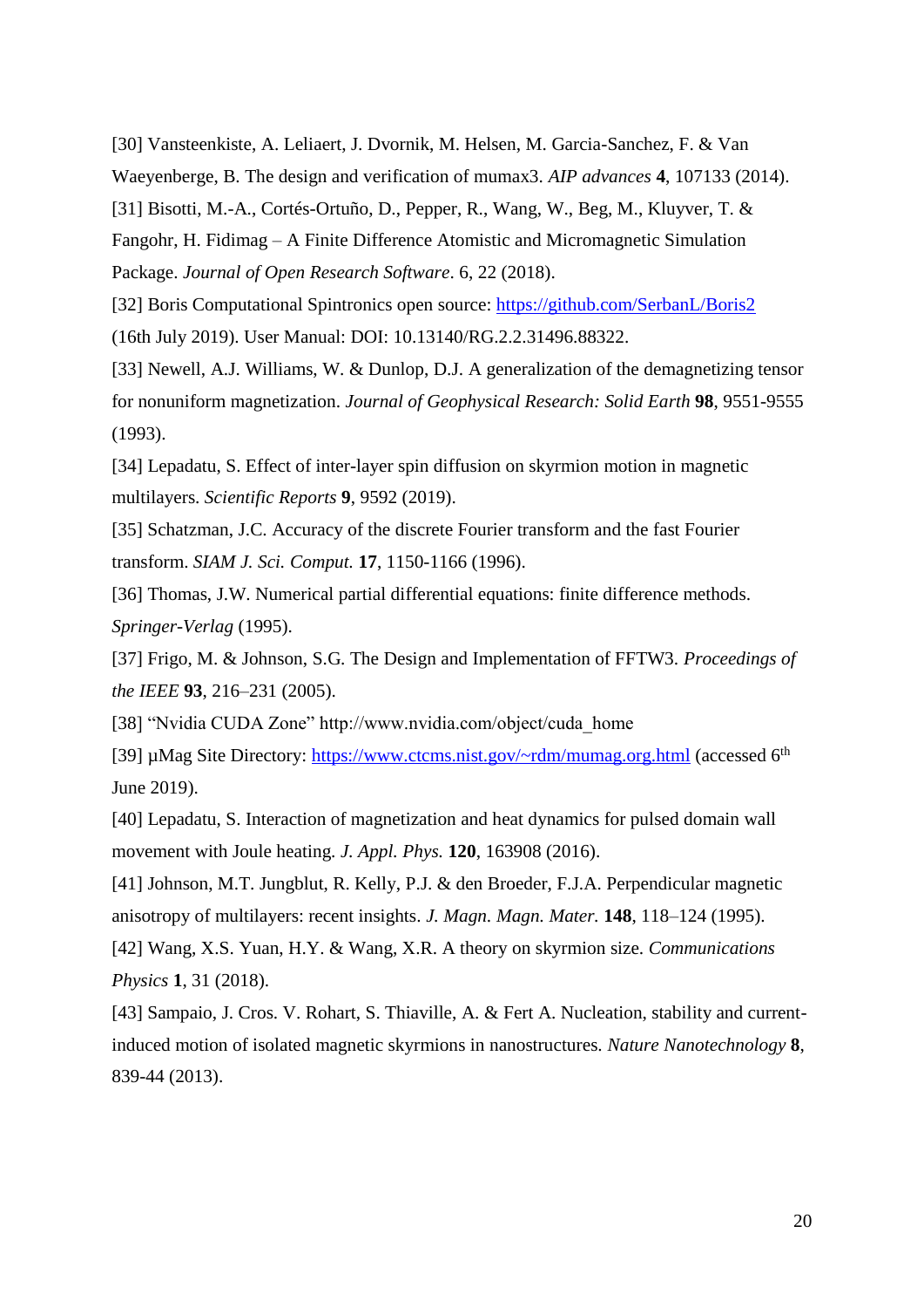[30] Vansteenkiste, A. Leliaert, J. Dvornik, M. Helsen, M. Garcia-Sanchez, F. & Van Waeyenberge, B. The design and verification of mumax3. *AIP advances* **4**, 107133 (2014).

[31] Bisotti, M.-A., Cortés-Ortuño, D., Pepper, R., Wang, W., Beg, M., Kluyver, T. & Fangohr, H. Fidimag – A Finite Difference Atomistic and Micromagnetic Simulation Package. *Journal of Open Research Software*. 6, 22 (2018).

[32] Boris Computational Spintronics open source: https://github.com/SerbanL/Boris2 (16th July 2019). User Manual: DOI: 10.13140/RG.2.2.31496.88322.

[33] Newell, A.J. Williams, W. & Dunlop, D.J. A generalization of the demagnetizing tensor for nonuniform magnetization. *Journal of Geophysical Research: Solid Earth* **98**, 9551-9555 (1993).

[34] Lepadatu, S. Effect of inter-layer spin diffusion on skyrmion motion in magnetic multilayers. *Scientific Reports* **9**, 9592 (2019).

[35] Schatzman, J.C. Accuracy of the discrete Fourier transform and the fast Fourier transform. *SIAM J. Sci. Comput.* **17**, 1150-1166 (1996).

[36] Thomas, J.W. Numerical partial differential equations: finite difference methods. *Springer-Verlag* (1995).

[37] Frigo, M. & Johnson, S.G. The Design and Implementation of FFTW3. *Proceedings of the IEEE* **93**, 216–231 (2005).

[38] "Nvidia CUDA Zone" http://www.nvidia.com/object/cuda_home

[39] µMag Site Directory: https://www.ctcms.nist.gov/~rdm/mumag.org.html (accessed 6th June 2019).

[40] Lepadatu, S. Interaction of magnetization and heat dynamics for pulsed domain wall movement with Joule heating. *J. Appl. Phys.* **120**, 163908 (2016).

[41] Johnson, M.T. Jungblut, R. Kelly, P.J. & den Broeder, F.J.A. Perpendicular magnetic anisotropy of multilayers: recent insights. *J. Magn. Magn. Mater.* **148**, 118–124 (1995).

[42] Wang, X.S. Yuan, H.Y. & Wang, X.R. A theory on skyrmion size. *Communications Physics* **1**, 31 (2018).

[43] Sampaio, J. Cros. V. Rohart, S. Thiaville, A. & Fert A. Nucleation, stability and current-induced motion of isolated magnetic skyrmions in nanostructures. *Nature Nanotechnology* **8**, 839-44 (2013).